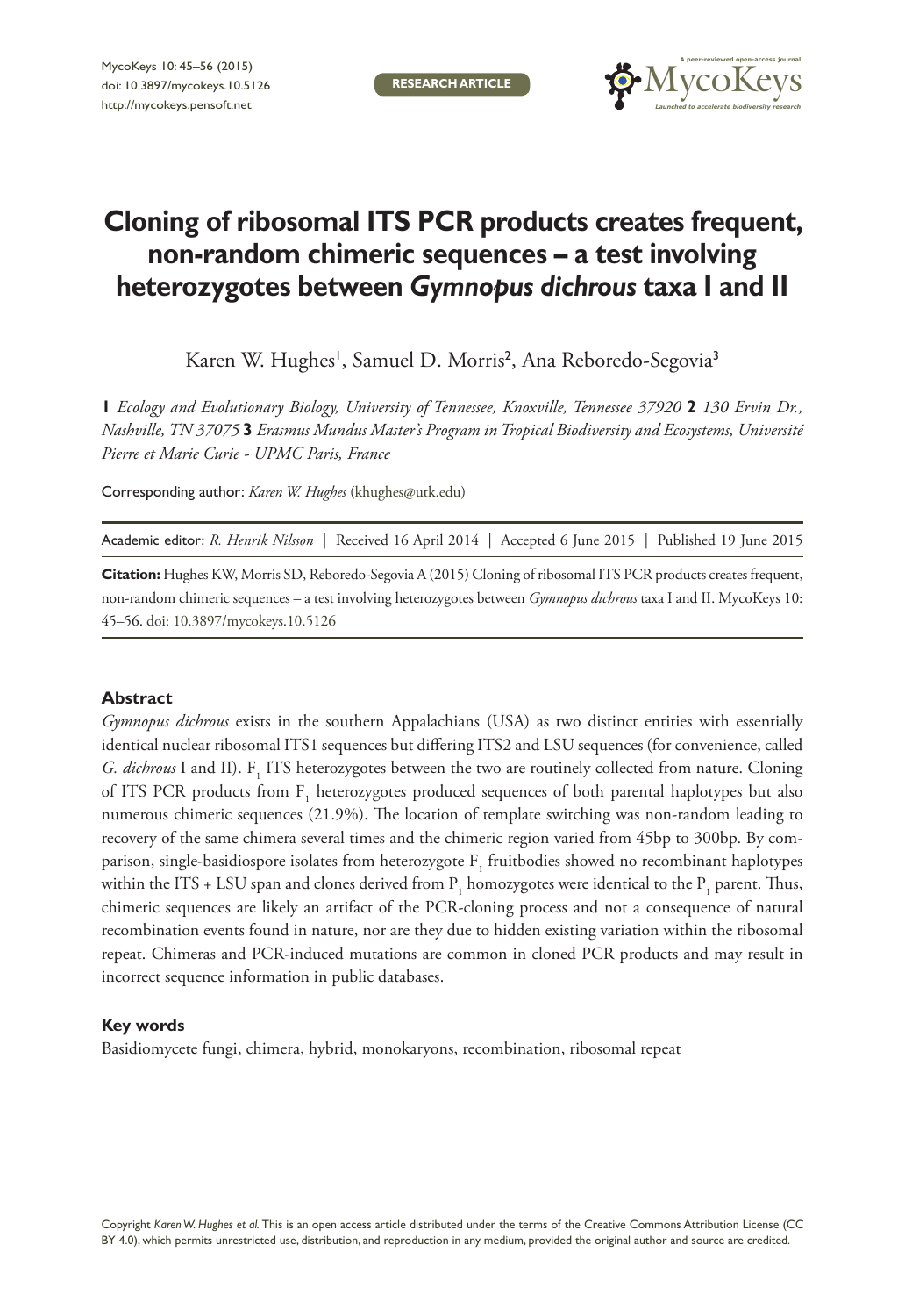RESEARCH ARTICLE

# Cloning of ribosomal ITS PCR products creates frequent, non-random chimeric sequences – a test involving heterozygotes between *Gymnopus dichrous* taxa I and II

Karen W. Hughes[1], Samuel D. Morris[2], Ana Reboredo-Segovia[3]

**1** *Ecology and Evolutionary Biology, University of Tennessee, Knoxville, Tennessee 37920* **2** *130 Ervin Dr., Nashville, TN 37075* **3** *Erasmus Mundus Master's Program in Tropical Biodiversity and Ecosystems, Université Pierre et Marie Curie - UPMC Paris, France*

Corresponding author: *Karen W. Hughes* (khughes@utk.edu)

Academic editor: *R. Henrik Nilsson* | Received 16 April 2014 | Accepted 6 June 2015 | Published 19 June 2015

**Citation:** Hughes KW, Morris SD, Reboredo-Segovia A (2015) Cloning of ribosomal ITS PCR products creates frequent, non-random chimeric sequences – a test involving heterozygotes between *Gymnopus dichrous* taxa I and II. MycoKeys 10: 45–56. doi: 10.3897/mycokeys.10.5126

## Abstract

*Gymnopus dichrous* exists in the southern Appalachians (USA) as two distinct entities with essentially identical nuclear ribosomal ITS1 sequences but differing ITS2 and LSU sequences (for convenience, called *G. dichrous* I and II). $F_1$ ITS heterozygotes between the two are routinely collected from nature. Cloning of ITS PCR products from $F_1$ heterozygotes produced sequences of both parental haplotypes but also numerous chimeric sequences (21.9%). The location of template switching was non-random leading to recovery of the same chimera several times and the chimeric region varied from 45bp to 300bp. By comparison, single-basidiospore isolates from heterozygote $F_1$ fruitbodies showed no recombinant haplotypes within the ITS + LSU span and clones derived from $P_1$ homozygotes were identical to the $P_1$ parent. Thus, chimeric sequences are likely an artifact of the PCR-cloning process and not a consequence of natural recombination events found in nature, nor are they due to hidden existing variation within the ribosomal repeat. Chimeras and PCR-induced mutations are common in cloned PCR products and may result in incorrect sequence information in public databases.

## Key words

Basidiomycete fungi, chimera, hybrid, monokaryons, recombination, ribosomal repeat

Copyright *Karen W. Hughes et al.* This is an open access article distributed under the terms of the Creative Commons Attribution License (CC BY 4.0), which permits unrestricted use, distribution, and reproduction in any medium, provided the original author and source are credited.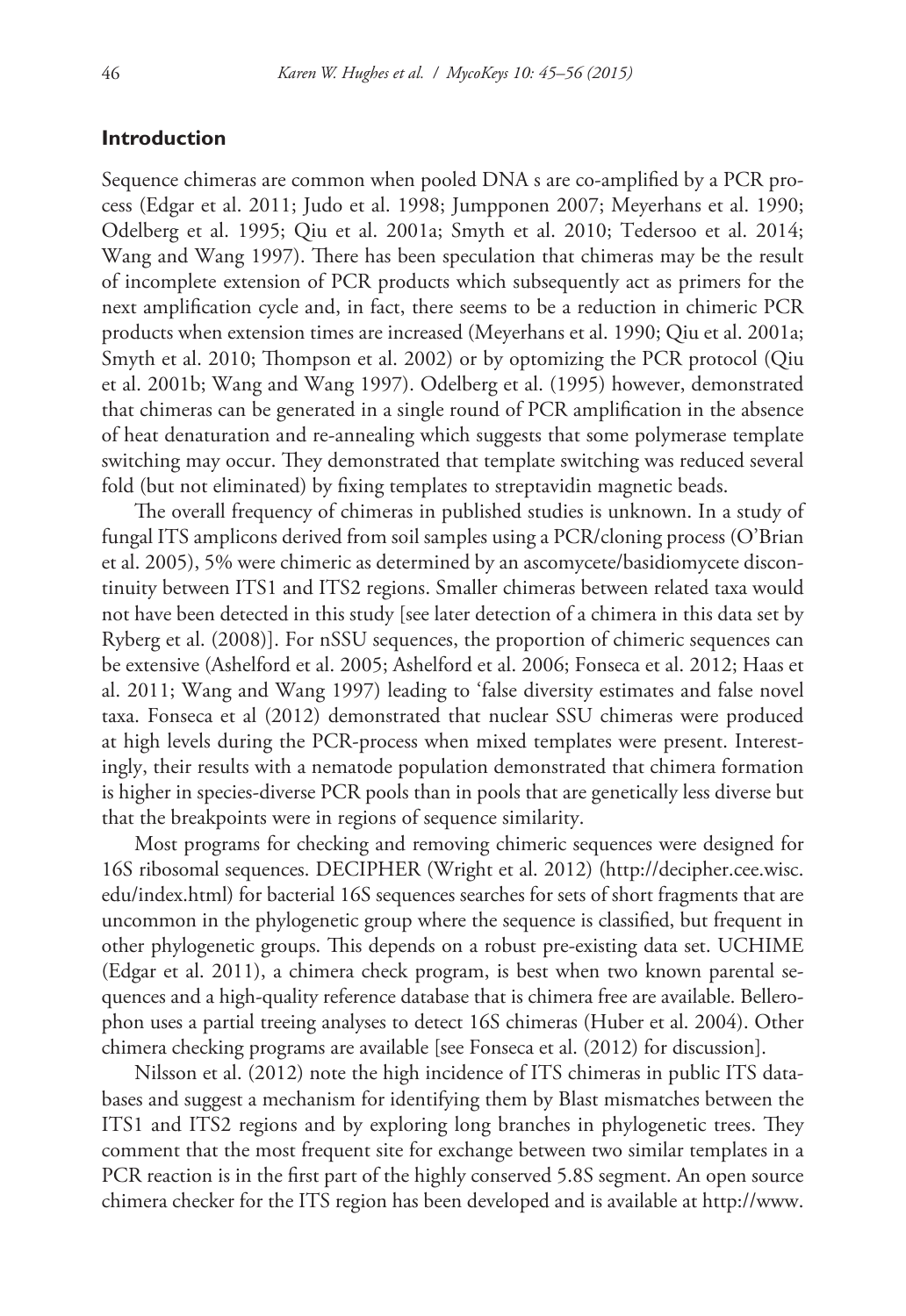## Introduction

Sequence chimeras are common when pooled DNA s are co-amplified by a PCR process (Edgar et al. 2011; Judo et al. 1998; Jumpponen 2007; Meyerhans et al. 1990; Odelberg et al. 1995; Qiu et al. 2001a; Smyth et al. 2010; Tedersoo et al. 2014; Wang and Wang 1997). There has been speculation that chimeras may be the result of incomplete extension of PCR products which subsequently act as primers for the next amplification cycle and, in fact, there seems to be a reduction in chimeric PCR products when extension times are increased (Meyerhans et al. 1990; Qiu et al. 2001a; Smyth et al. 2010; Thompson et al. 2002) or by optomizing the PCR protocol (Qiu et al. 2001b; Wang and Wang 1997). Odelberg et al. (1995) however, demonstrated that chimeras can be generated in a single round of PCR amplification in the absence of heat denaturation and re-annealing which suggests that some polymerase template switching may occur. They demonstrated that template switching was reduced several fold (but not eliminated) by fixing templates to streptavidin magnetic beads.

The overall frequency of chimeras in published studies is unknown. In a study of fungal ITS amplicons derived from soil samples using a PCR/cloning process (O'Brian et al. 2005), 5% were chimeric as determined by an ascomycete/basidiomycete discontinuity between ITS1 and ITS2 regions. Smaller chimeras between related taxa would not have been detected in this study [see later detection of a chimera in this data set by Ryberg et al. (2008)]. For nSSU sequences, the proportion of chimeric sequences can be extensive (Ashelford et al. 2005; Ashelford et al. 2006; Fonseca et al. 2012; Haas et al. 2011; Wang and Wang 1997) leading to 'false diversity estimates and false novel taxa. Fonseca et al (2012) demonstrated that nuclear SSU chimeras were produced at high levels during the PCR-process when mixed templates were present. Interestingly, their results with a nematode population demonstrated that chimera formation is higher in species-diverse PCR pools than in pools that are genetically less diverse but that the breakpoints were in regions of sequence similarity.

Most programs for checking and removing chimeric sequences were designed for 16S ribosomal sequences. DECIPHER (Wright et al. 2012) (http://decipher.cee.wisc.edu/index.html) for bacterial 16S sequences searches for sets of short fragments that are uncommon in the phylogenetic group where the sequence is classified, but frequent in other phylogenetic groups. This depends on a robust pre-existing data set. UCHIME (Edgar et al. 2011), a chimera check program, is best when two known parental sequences and a high-quality reference database that is chimera free are available. Bellerophon uses a partial treeing analyses to detect 16S chimeras (Huber et al. 2004). Other chimera checking programs are available [see Fonseca et al. (2012) for discussion].

Nilsson et al. (2012) note the high incidence of ITS chimeras in public ITS databases and suggest a mechanism for identifying them by Blast mismatches between the ITS1 and ITS2 regions and by exploring long branches in phylogenetic trees. They comment that the most frequent site for exchange between two similar templates in a PCR reaction is in the first part of the highly conserved 5.8S segment. An open source chimera checker for the ITS region has been developed and is available at http://www.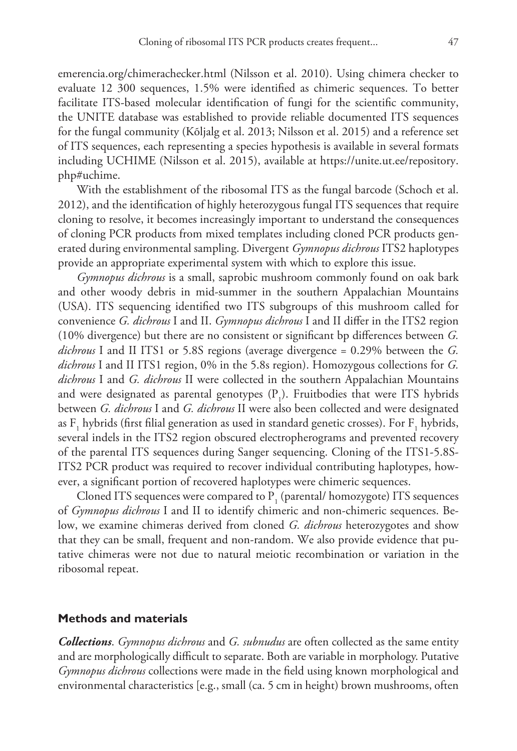emerencia.org/chimerachecker.html (Nilsson et al. 2010). Using chimera checker to evaluate 12 300 sequences, 1.5% were identified as chimeric sequences. To better facilitate ITS-based molecular identification of fungi for the scientific community, the UNITE database was established to provide reliable documented ITS sequences for the fungal community (Kõljalg et al. 2013; Nilsson et al. 2015) and a reference set of ITS sequences, each representing a species hypothesis is available in several formats including UCHIME (Nilsson et al. 2015), available at https://unite.ut.ee/repository.php#uchime.

With the establishment of the ribosomal ITS as the fungal barcode (Schoch et al. 2012), and the identification of highly heterozygous fungal ITS sequences that require cloning to resolve, it becomes increasingly important to understand the consequences of cloning PCR products from mixed templates including cloned PCR products generated during environmental sampling. Divergent *Gymnopus dichrous* ITS2 haplotypes provide an appropriate experimental system with which to explore this issue.

*Gymnopus dichrous* is a small, saprobic mushroom commonly found on oak bark and other woody debris in mid-summer in the southern Appalachian Mountains (USA). ITS sequencing identified two ITS subgroups of this mushroom called for convenience *G. dichrous* I and II. *Gymnopus dichrous* I and II differ in the ITS2 region (10% divergence) but there are no consistent or significant bp differences between *G. dichrous* I and II ITS1 or 5.8S regions (average divergence = 0.29% between the *G. dichrous* I and II ITS1 region, 0% in the 5.8s region). Homozygous collections for *G. dichrous* I and *G. dichrous* II were collected in the southern Appalachian Mountains and were designated as parental genotypes ($P_1$). Fruitbodies that were ITS hybrids between *G. dichrous* I and *G. dichrous* II were also been collected and were designated as $F_1$ hybrids (first filial generation as used in standard genetic crosses). For $F_1$ hybrids, several indels in the ITS2 region obscured electropherograms and prevented recovery of the parental ITS sequences during Sanger sequencing. Cloning of the ITS1-5.8S-ITS2 PCR product was required to recover individual contributing haplotypes, however, a significant portion of recovered haplotypes were chimeric sequences.

Cloned ITS sequences were compared to $P_1$ (parental/ homozygote) ITS sequences of *Gymnopus dichrous* I and II to identify chimeric and non-chimeric sequences. Below, we examine chimeras derived from cloned *G. dichrous* heterozygotes and show that they can be small, frequent and non-random. We also provide evidence that putative chimeras were not due to natural meiotic recombination or variation in the ribosomal repeat.

## Methods and materials

***Collections***. *Gymnopus dichrous* and *G. subnudus* are often collected as the same entity and are morphologically difficult to separate. Both are variable in morphology. Putative *Gymnopus dichrous* collections were made in the field using known morphological and environmental characteristics [e.g., small (ca. 5 cm in height) brown mushrooms, often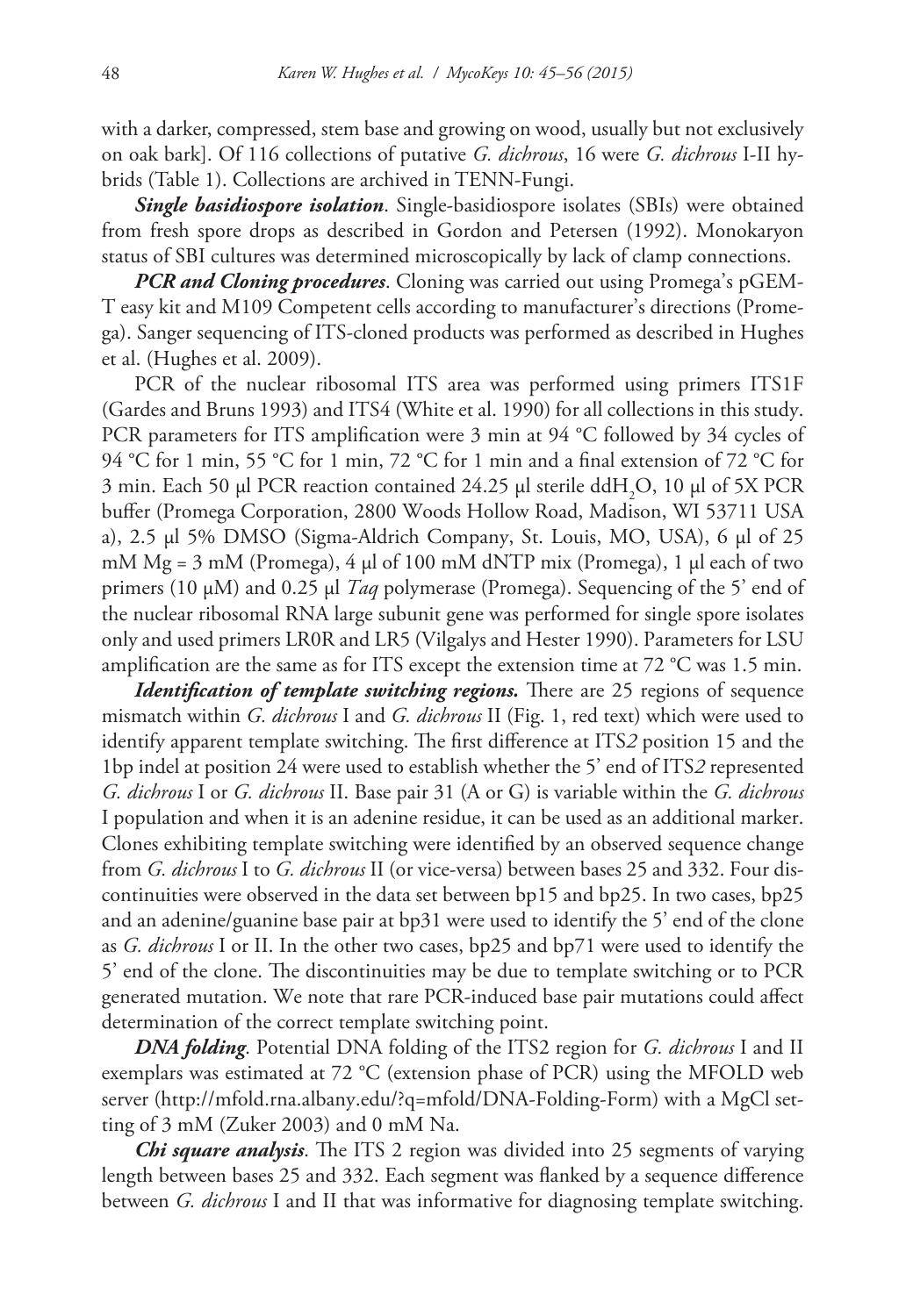with a darker, compressed, stem base and growing on wood, usually but not exclusively on oak bark]. Of 116 collections of putative *G. dichrous*, 16 were *G. dichrous* I-II hybrids (Table 1). Collections are archived in TENN-Fungi.

***Single basidiospore isolation***. Single-basidiospore isolates (SBIs) were obtained from fresh spore drops as described in Gordon and Petersen (1992). Monokaryon status of SBI cultures was determined microscopically by lack of clamp connections.

***PCR and Cloning procedures***. Cloning was carried out using Promega's pGEM-T easy kit and M109 Competent cells according to manufacturer's directions (Promega). Sanger sequencing of ITS-cloned products was performed as described in Hughes et al. (Hughes et al. 2009).

PCR of the nuclear ribosomal ITS area was performed using primers ITS1F (Gardes and Bruns 1993) and ITS4 (White et al. 1990) for all collections in this study. PCR parameters for ITS amplification were 3 min at 94 °C followed by 34 cycles of 94 °C for 1 min, 55 °C for 1 min, 72 °C for 1 min and a final extension of 72 °C for 3 min. Each 50 µl PCR reaction contained 24.25 µl sterile dd$H_2O$, 10 µl of 5X PCR buffer (Promega Corporation, 2800 Woods Hollow Road, Madison, WI 53711 USA a), 2.5 µl 5% DMSO (Sigma-Aldrich Company, St. Louis, MO, USA), 6 µl of 25 mM Mg = 3 mM (Promega), 4 µl of 100 mM dNTP mix (Promega), 1 µl each of two primers (10 µM) and 0.25 µl *Taq* polymerase (Promega). Sequencing of the 5' end of the nuclear ribosomal RNA large subunit gene was performed for single spore isolates only and used primers LR0R and LR5 (Vilgalys and Hester 1990). Parameters for LSU amplification are the same as for ITS except the extension time at 72 °C was 1.5 min.

***Identification of template switching regions.*** There are 25 regions of sequence mismatch within *G. dichrous* I and *G. dichrous* II (Fig. 1, red text) which were used to identify apparent template switching. The first difference at ITS*2* position 15 and the 1bp indel at position 24 were used to establish whether the 5' end of ITS*2* represented *G. dichrous* I or *G. dichrous* II. Base pair 31 (A or G) is variable within the *G. dichrous* I population and when it is an adenine residue, it can be used as an additional marker. Clones exhibiting template switching were identified by an observed sequence change from *G. dichrous* I to *G. dichrous* II (or vice-versa) between bases 25 and 332. Four discontinuities were observed in the data set between bp15 and bp25. In two cases, bp25 and an adenine/guanine base pair at bp31 were used to identify the 5' end of the clone as *G. dichrous* I or II. In the other two cases, bp25 and bp71 were used to identify the 5' end of the clone. The discontinuities may be due to template switching or to PCR generated mutation. We note that rare PCR-induced base pair mutations could affect determination of the correct template switching point.

***DNA folding***. Potential DNA folding of the ITS2 region for *G. dichrous* I and II exemplars was estimated at 72 °C (extension phase of PCR) using the MFOLD web server (http://mfold.rna.albany.edu/?q=mfold/DNA-Folding-Form) with a MgCl setting of 3 mM (Zuker 2003) and 0 mM Na.

***Chi square analysis***. The ITS 2 region was divided into 25 segments of varying length between bases 25 and 332. Each segment was flanked by a sequence difference between *G. dichrous* I and II that was informative for diagnosing template switching.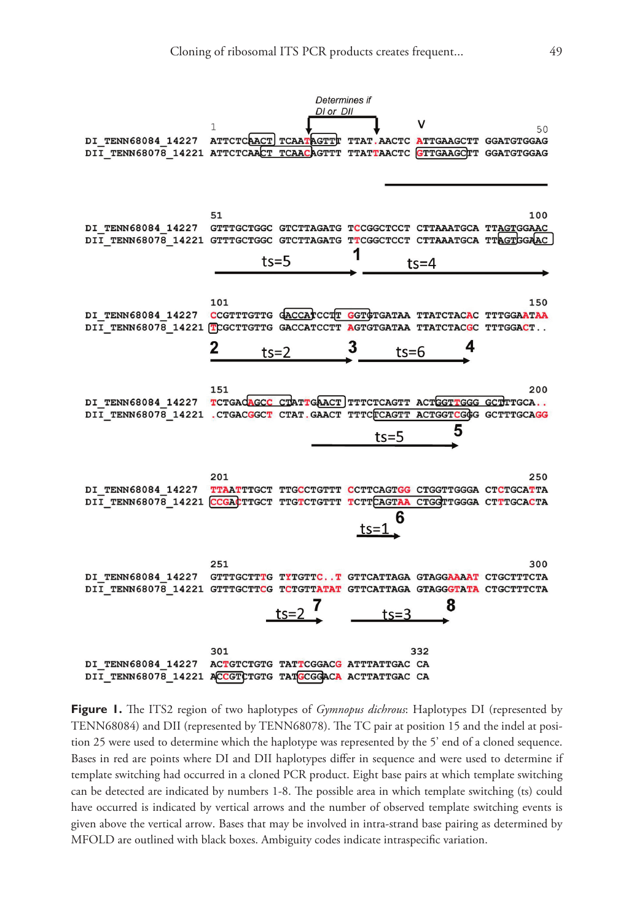```
                                      Determines if
                                        DI or DII
                    1                                                  V       50
DI_TENN68084_14227  ATTCTCAACT TCAATAGTTT TTAT.AACTC ATTGAAGCTT GGATGTGGAG
DII_TENN68078_14221 ATTCTCAACT TCAACAGTTT TTATTAACTC GTTGAAGCTT GGATGTGGAG

                    51                                                    100
DI_TENN68084_14227  GTTTGCTGGC GTCTTAGATG TCCGGCTCCT CTTAAATGCA TTAGTGGAAC
DII_TENN68078_14221 GTTTGCTGGC GTCTTAGATG TTCGGCTCCT CTTAAATGCA TTAGTGGAAC
                              ts=5          1          ts=4

                    101                                                   150
DI_TENN68084_14227  CCGTTTGTTG GACCATCCTT GGTGTGATAA TTATCTACAC TTTGGAATAA
DII_TENN68078_14221 TCGCTTGTTG GACCATCCTT AGTGTGATAA TTATCTACGC TTTGGACT..
                    2         ts=2        3        ts=6       4

                    151                                                   200
DI_TENN68084_14227  TCTGACAGCC CTATTGAACT TTTCTCAGTT ACTGGTTGGG GCTTTGCA..
DII_TENN68078_14221 .CTGACGGCT CTAT.GAACT TTTCTCAGTT ACTGGTCGGG GCTTTGCAGG
                                                ts=5        5

                    201                                                   250
DI_TENN68084_14227  TTAATTTGCT TTGCCTGTTT CCTTCAGTGG CTGGTTGGGA CTCTGCATTA
DII_TENN68078_14221 CCGACTTGCT TTGTCTGTTT TCTTCAGTAA CTGGTTGGGA CTTTGCACTA
                                                  6
                                             ts=1

                    251                                                   300
DI_TENN68084_14227  GTTTGCTTTG TYTGTTC..T GTTCATTAGA GTAGGAAAAT CTGCTTTCTA
DII_TENN68078_14221 GTTTGCTTCG TCTGTTATAT GTTCATTAGA GTAGGGTATA CTGCTTTCTA
                               ts=2  7           ts=3          8

                    301                                  332
DI_TENN68084_14227  ACTGTCTGTG TATTCGGACG ATTTATTGAC CA
DII_TENN68078_14221 ACCGTCTGTG TATGCGGACA ACTTATTGAC CA
```

**Figure 1.** The ITS2 region of two haplotypes of *Gymnopus dichrous*: Haplotypes DI (represented by TENN68084) and DII (represented by TENN68078). The TC pair at position 15 and the indel at position 25 were used to determine which the haplotype was represented by the 5' end of a cloned sequence. Bases in red are points where DI and DII haplotypes differ in sequence and were used to determine if template switching had occurred in a cloned PCR product. Eight base pairs at which template switching can be detected are indicated by numbers 1-8. The possible area in which template switching (ts) could have occurred is indicated by vertical arrows and the number of observed template switching events is given above the vertical arrow. Bases that may be involved in intra-strand base pairing as determined by MFOLD are outlined with black boxes. Ambiguity codes indicate intraspecific variation.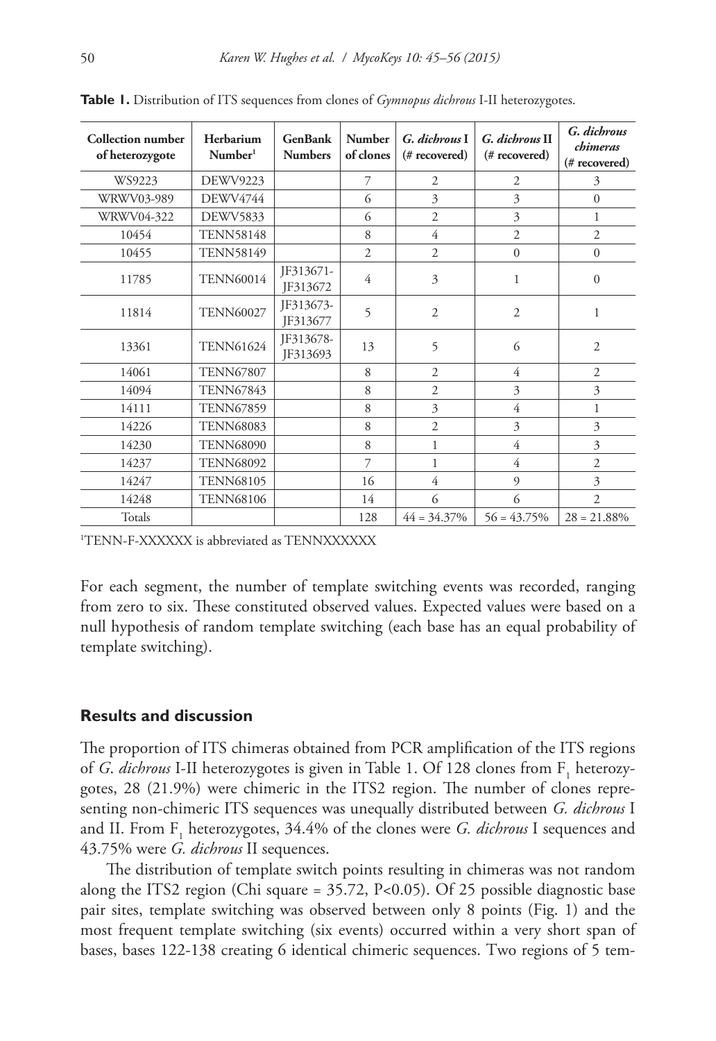**Table 1.** Distribution of ITS sequences from clones of *Gymnopus dichrous* I-II heterozygotes.

| Collection number of heterozygote | Herbarium Number[1] | GenBank Numbers | Number of clones | *G. dichrous* I (# recovered) | *G. dichrous* II (# recovered) | *G. dichrous chimeras* (# recovered) |
|---|---|---|---|---|---|---|
| WS9223 | DEWV9223 | | 7 | 2 | 2 | 3 |
| WRWV03-989 | DEWV4744 | | 6 | 3 | 3 | 0 |
| WRWV04-322 | DEWV5833 | | 6 | 2 | 3 | 1 |
| 10454 | TENN58148 | | 8 | 4 | 2 | 2 |
| 10455 | TENN58149 | | 2 | 2 | 0 | 0 |
| 11785 | TENN60014 | JF313671-JF313672 | 4 | 3 | 1 | 0 |
| 11814 | TENN60027 | JF313673-JF313677 | 5 | 2 | 2 | 1 |
| 13361 | TENN61624 | JF313678-JF313693 | 13 | 5 | 6 | 2 |
| 14061 | TENN67807 | | 8 | 2 | 4 | 2 |
| 14094 | TENN67843 | | 8 | 2 | 3 | 3 |
| 14111 | TENN67859 | | 8 | 3 | 4 | 1 |
| 14226 | TENN68083 | | 8 | 2 | 3 | 3 |
| 14230 | TENN68090 | | 8 | 1 | 4 | 3 |
| 14237 | TENN68092 | | 7 | 1 | 4 | 2 |
| 14247 | TENN68105 | | 16 | 4 | 9 | 3 |
| 14248 | TENN68106 | | 14 | 6 | 6 | 2 |
| Totals | | | 128 | 44 = 34.37% | 56 = 43.75% | 28 = 21.88% |

[1]TENN-F-XXXXXX is abbreviated as TENNXXXXXX

For each segment, the number of template switching events was recorded, ranging from zero to six. These constituted observed values. Expected values were based on a null hypothesis of random template switching (each base has an equal probability of template switching).

## Results and discussion

The proportion of ITS chimeras obtained from PCR amplification of the ITS regions of *G. dichrous* I-II heterozygotes is given in Table 1. Of 128 clones from $F_1$ heterozygotes, 28 (21.9%) were chimeric in the ITS2 region. The number of clones representing non-chimeric ITS sequences was unequally distributed between *G. dichrous* I and II. From $F_1$ heterozygotes, 34.4% of the clones were *G. dichrous* I sequences and 43.75% were *G. dichrous* II sequences.

The distribution of template switch points resulting in chimeras was not random along the ITS2 region (Chi square = 35.72, $P<0.05$). Of 25 possible diagnostic base pair sites, template switching was observed between only 8 points (Fig. 1) and the most frequent template switching (six events) occurred within a very short span of bases, bases 122-138 creating 6 identical chimeric sequences. Two regions of 5 tem-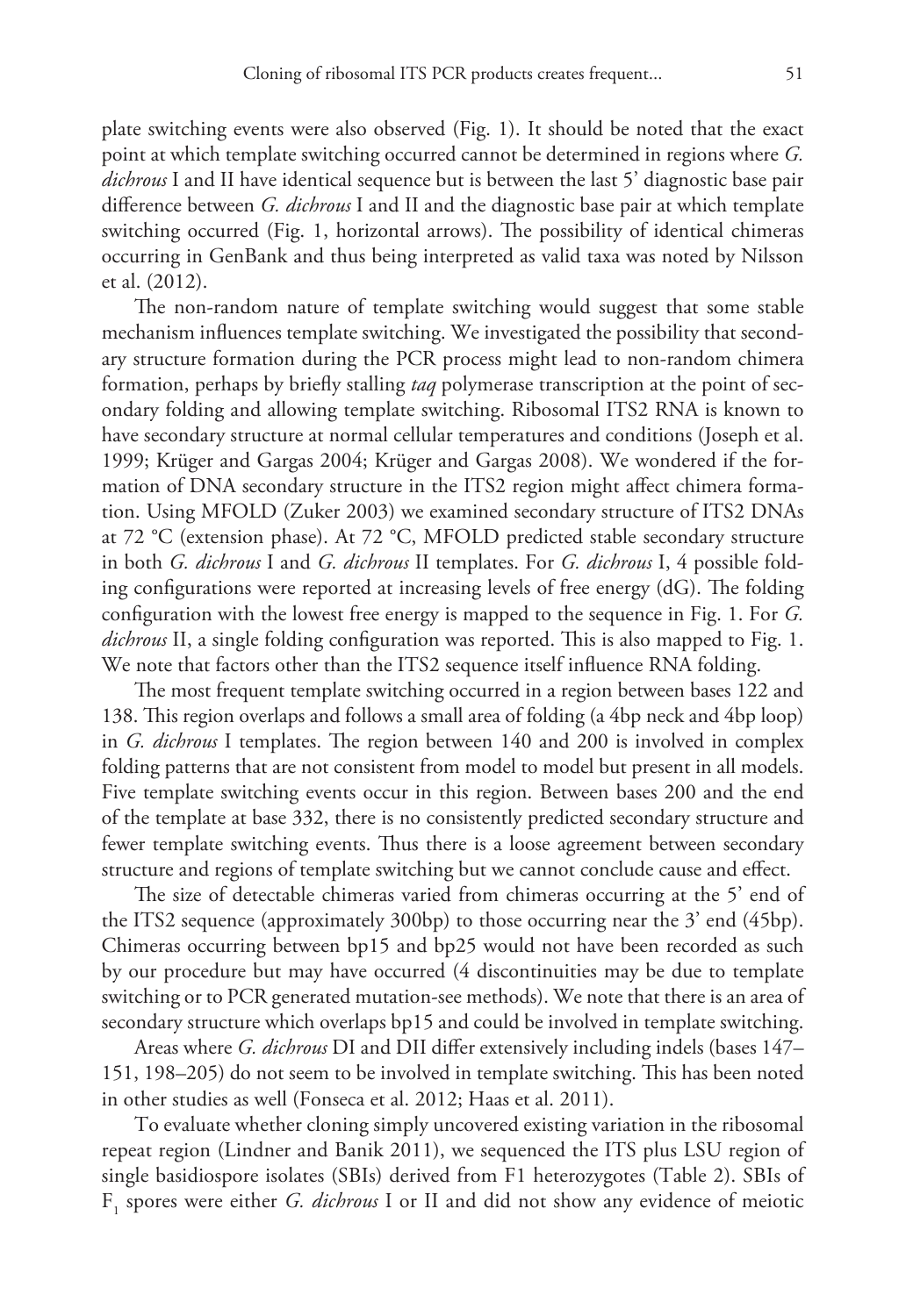plate switching events were also observed (Fig. 1). It should be noted that the exact point at which template switching occurred cannot be determined in regions where *G. dichrous* I and II have identical sequence but is between the last 5' diagnostic base pair difference between *G. dichrous* I and II and the diagnostic base pair at which template switching occurred (Fig. 1, horizontal arrows). The possibility of identical chimeras occurring in GenBank and thus being interpreted as valid taxa was noted by Nilsson et al. (2012).

The non-random nature of template switching would suggest that some stable mechanism influences template switching. We investigated the possibility that secondary structure formation during the PCR process might lead to non-random chimera formation, perhaps by briefly stalling *taq* polymerase transcription at the point of secondary folding and allowing template switching. Ribosomal ITS2 RNA is known to have secondary structure at normal cellular temperatures and conditions (Joseph et al. 1999; Krüger and Gargas 2004; Krüger and Gargas 2008). We wondered if the formation of DNA secondary structure in the ITS2 region might affect chimera formation. Using MFOLD (Zuker 2003) we examined secondary structure of ITS2 DNAs at 72 °C (extension phase). At 72 °C, MFOLD predicted stable secondary structure in both *G. dichrous* I and *G. dichrous* II templates. For *G. dichrous* I, 4 possible folding configurations were reported at increasing levels of free energy (dG). The folding configuration with the lowest free energy is mapped to the sequence in Fig. 1. For *G. dichrous* II, a single folding configuration was reported. This is also mapped to Fig. 1. We note that factors other than the ITS2 sequence itself influence RNA folding.

The most frequent template switching occurred in a region between bases 122 and 138. This region overlaps and follows a small area of folding (a 4bp neck and 4bp loop) in *G. dichrous* I templates. The region between 140 and 200 is involved in complex folding patterns that are not consistent from model to model but present in all models. Five template switching events occur in this region. Between bases 200 and the end of the template at base 332, there is no consistently predicted secondary structure and fewer template switching events. Thus there is a loose agreement between secondary structure and regions of template switching but we cannot conclude cause and effect.

The size of detectable chimeras varied from chimeras occurring at the 5' end of the ITS2 sequence (approximately 300bp) to those occurring near the 3' end (45bp). Chimeras occurring between bp15 and bp25 would not have been recorded as such by our procedure but may have occurred (4 discontinuities may be due to template switching or to PCR generated mutation-see methods). We note that there is an area of secondary structure which overlaps bp15 and could be involved in template switching.

Areas where *G. dichrous* DI and DII differ extensively including indels (bases 147–151, 198–205) do not seem to be involved in template switching. This has been noted in other studies as well (Fonseca et al. 2012; Haas et al. 2011).

To evaluate whether cloning simply uncovered existing variation in the ribosomal repeat region (Lindner and Banik 2011), we sequenced the ITS plus LSU region of single basidiospore isolates (SBIs) derived from F1 heterozygotes (Table 2). SBIs of $F_1$ spores were either *G. dichrous* I or II and did not show any evidence of meiotic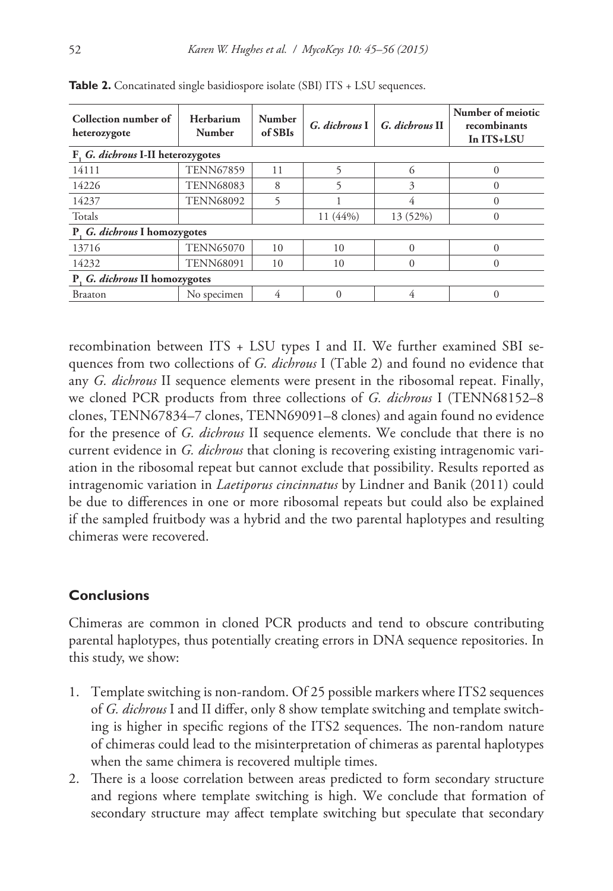**Table 2.** Concatinated single basidiospore isolate (SBI) ITS + LSU sequences.

| Collection number of heterozygote | Herbarium Number | Number of SBIs | *G. dichrous* I | *G. dichrous* II | Number of meiotic recombinants In ITS+LSU |
|---|---|---|---|---|---|
| $F_1$ *G. dichrous* I-II heterozygotes | | | | | |
| 14111 | TENN67859 | 11 | 5 | 6 | 0 |
| 14226 | TENN68083 | 8 | 5 | 3 | 0 |
| 14237 | TENN68092 | 5 | 1 | 4 | 0 |
| Totals | | | 11 (44%) | 13 (52%) | 0 |
| $P_1$ *G. dichrous* I homozygotes | | | | | |
| 13716 | TENN65070 | 10 | 10 | 0 | 0 |
| 14232 | TENN68091 | 10 | 10 | 0 | 0 |
| $P_1$ *G. dichrous* II homozygotes | | | | | |
| Braaton | No specimen | 4 | 0 | 4 | 0 |

recombination between ITS + LSU types I and II. We further examined SBI sequences from two collections of *G. dichrous* I (Table 2) and found no evidence that any *G. dichrous* II sequence elements were present in the ribosomal repeat. Finally, we cloned PCR products from three collections of *G. dichrous* I (TENN68152–8 clones, TENN67834–7 clones, TENN69091–8 clones) and again found no evidence for the presence of *G. dichrous* II sequence elements. We conclude that there is no current evidence in *G. dichrous* that cloning is recovering existing intragenomic variation in the ribosomal repeat but cannot exclude that possibility. Results reported as intragenomic variation in *Laetiporus cincinnatus* by Lindner and Banik (2011) could be due to differences in one or more ribosomal repeats but could also be explained if the sampled fruitbody was a hybrid and the two parental haplotypes and resulting chimeras were recovered.

## Conclusions

Chimeras are common in cloned PCR products and tend to obscure contributing parental haplotypes, thus potentially creating errors in DNA sequence repositories. In this study, we show:

1. Template switching is non-random. Of 25 possible markers where ITS2 sequences of *G. dichrous* I and II differ, only 8 show template switching and template switching is higher in specific regions of the ITS2 sequences. The non-random nature of chimeras could lead to the misinterpretation of chimeras as parental haplotypes when the same chimera is recovered multiple times.
2. There is a loose correlation between areas predicted to form secondary structure and regions where template switching is high. We conclude that formation of secondary structure may affect template switching but speculate that secondary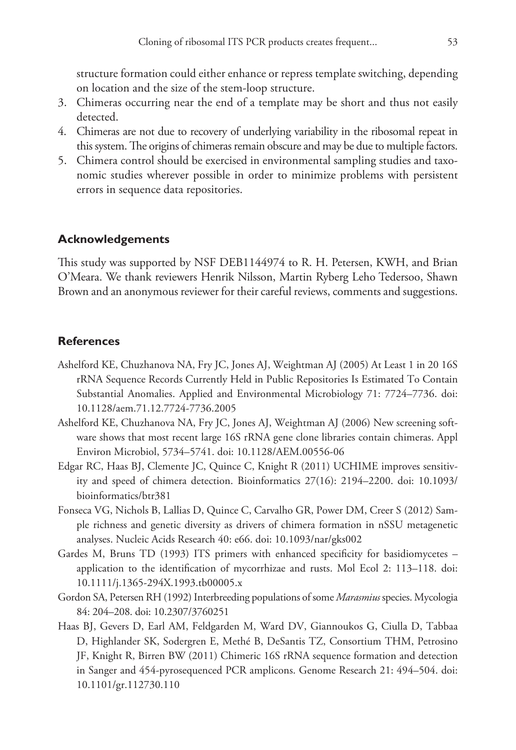structure formation could either enhance or repress template switching, depending on location and the size of the stem-loop structure.

3. Chimeras occurring near the end of a template may be short and thus not easily detected.
4. Chimeras are not due to recovery of underlying variability in the ribosomal repeat in this system. The origins of chimeras remain obscure and may be due to multiple factors.
5. Chimera control should be exercised in environmental sampling studies and taxonomic studies wherever possible in order to minimize problems with persistent errors in sequence data repositories.

## Acknowledgements

This study was supported by NSF DEB1144974 to R. H. Petersen, KWH, and Brian O'Meara. We thank reviewers Henrik Nilsson, Martin Ryberg Leho Tedersoo, Shawn Brown and an anonymous reviewer for their careful reviews, comments and suggestions.

## References

Ashelford KE, Chuzhanova NA, Fry JC, Jones AJ, Weightman AJ (2005) At Least 1 in 20 16S rRNA Sequence Records Currently Held in Public Repositories Is Estimated To Contain Substantial Anomalies. Applied and Environmental Microbiology 71: 7724–7736. doi: 10.1128/aem.71.12.7724-7736.2005

Ashelford KE, Chuzhanova NA, Fry JC, Jones AJ, Weightman AJ (2006) New screening software shows that most recent large 16S rRNA gene clone libraries contain chimeras. Appl Environ Microbiol, 5734–5741. doi: 10.1128/AEM.00556-06

Edgar RC, Haas BJ, Clemente JC, Quince C, Knight R (2011) UCHIME improves sensitivity and speed of chimera detection. Bioinformatics 27(16): 2194–2200. doi: 10.1093/bioinformatics/btr381

Fonseca VG, Nichols B, Lallias D, Quince C, Carvalho GR, Power DM, Creer S (2012) Sample richness and genetic diversity as drivers of chimera formation in nSSU metagenetic analyses. Nucleic Acids Research 40: e66. doi: 10.1093/nar/gks002

Gardes M, Bruns TD (1993) ITS primers with enhanced specificity for basidiomycetes – application to the identification of mycorrhizae and rusts. Mol Ecol 2: 113–118. doi: 10.1111/j.1365-294X.1993.tb00005.x

Gordon SA, Petersen RH (1992) Interbreeding populations of some *Marasmius* species. Mycologia 84: 204–208. doi: 10.2307/3760251

Haas BJ, Gevers D, Earl AM, Feldgarden M, Ward DV, Giannoukos G, Ciulla D, Tabbaa D, Highlander SK, Sodergren E, Methé B, DeSantis TZ, Consortium THM, Petrosino JF, Knight R, Birren BW (2011) Chimeric 16S rRNA sequence formation and detection in Sanger and 454-pyrosequenced PCR amplicons. Genome Research 21: 494–504. doi: 10.1101/gr.112730.110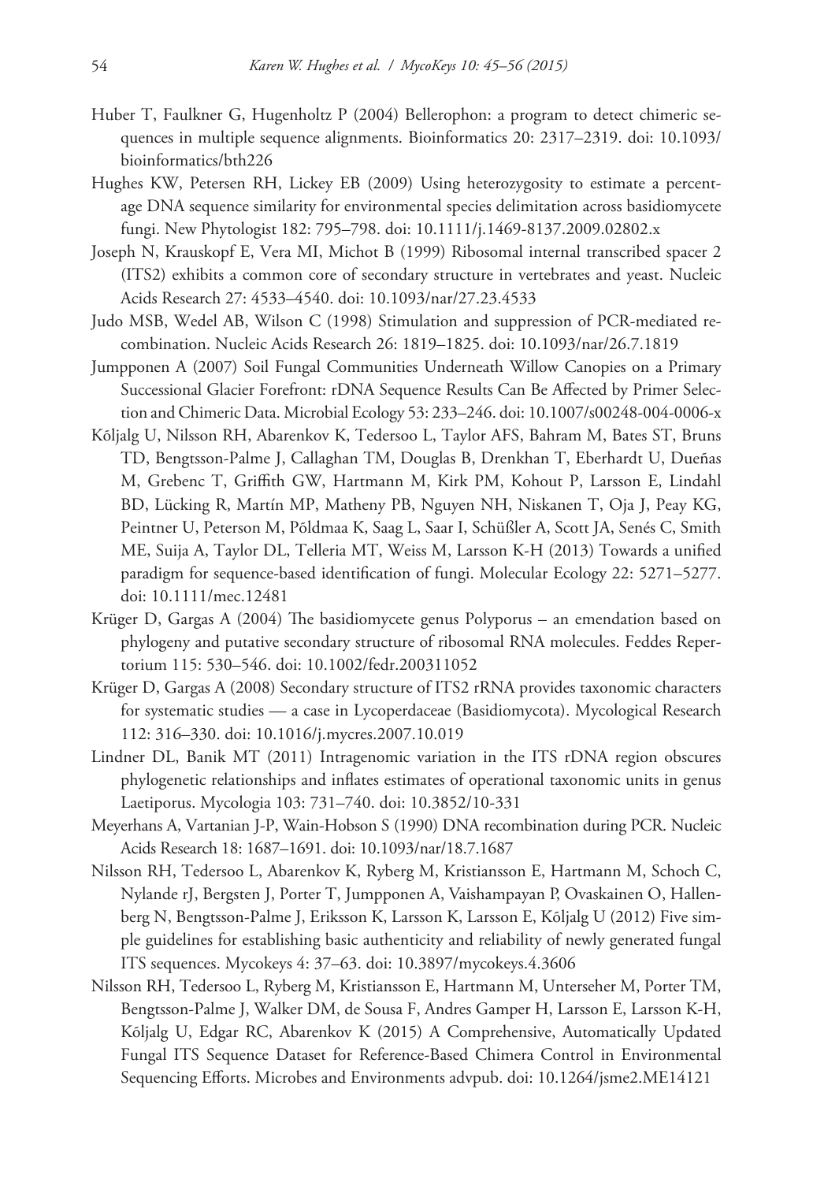Huber T, Faulkner G, Hugenholtz P (2004) Bellerophon: a program to detect chimeric sequences in multiple sequence alignments. Bioinformatics 20: 2317–2319. doi: 10.1093/bioinformatics/bth226

Hughes KW, Petersen RH, Lickey EB (2009) Using heterozygosity to estimate a percentage DNA sequence similarity for environmental species delimitation across basidiomycete fungi. New Phytologist 182: 795–798. doi: 10.1111/j.1469-8137.2009.02802.x

Joseph N, Krauskopf E, Vera MI, Michot B (1999) Ribosomal internal transcribed spacer 2 (ITS2) exhibits a common core of secondary structure in vertebrates and yeast. Nucleic Acids Research 27: 4533–4540. doi: 10.1093/nar/27.23.4533

Judo MSB, Wedel AB, Wilson C (1998) Stimulation and suppression of PCR-mediated recombination. Nucleic Acids Research 26: 1819–1825. doi: 10.1093/nar/26.7.1819

Jumpponen A (2007) Soil Fungal Communities Underneath Willow Canopies on a Primary Successional Glacier Forefront: rDNA Sequence Results Can Be Affected by Primer Selection and Chimeric Data. Microbial Ecology 53: 233–246. doi: 10.1007/s00248-004-0006-x

Kõljalg U, Nilsson RH, Abarenkov K, Tedersoo L, Taylor AFS, Bahram M, Bates ST, Bruns TD, Bengtsson-Palme J, Callaghan TM, Douglas B, Drenkhan T, Eberhardt U, Dueñas M, Grebenc T, Griffith GW, Hartmann M, Kirk PM, Kohout P, Larsson E, Lindahl BD, Lücking R, Martín MP, Matheny PB, Nguyen NH, Niskanen T, Oja J, Peay KG, Peintner U, Peterson M, Põldmaa K, Saag L, Saar I, Schüßler A, Scott JA, Senés C, Smith ME, Suija A, Taylor DL, Telleria MT, Weiss M, Larsson K-H (2013) Towards a unified paradigm for sequence-based identification of fungi. Molecular Ecology 22: 5271–5277. doi: 10.1111/mec.12481

Krüger D, Gargas A (2004) The basidiomycete genus Polyporus – an emendation based on phylogeny and putative secondary structure of ribosomal RNA molecules. Feddes Repertorium 115: 530–546. doi: 10.1002/fedr.200311052

Krüger D, Gargas A (2008) Secondary structure of ITS2 rRNA provides taxonomic characters for systematic studies — a case in Lycoperdaceae (Basidiomycota). Mycological Research 112: 316–330. doi: 10.1016/j.mycres.2007.10.019

Lindner DL, Banik MT (2011) Intragenomic variation in the ITS rDNA region obscures phylogenetic relationships and inflates estimates of operational taxonomic units in genus Laetiporus. Mycologia 103: 731–740. doi: 10.3852/10-331

Meyerhans A, Vartanian J-P, Wain-Hobson S (1990) DNA recombination during PCR. Nucleic Acids Research 18: 1687–1691. doi: 10.1093/nar/18.7.1687

Nilsson RH, Tedersoo L, Abarenkov K, Ryberg M, Kristiansson E, Hartmann M, Schoch C, Nylande rJ, Bergsten J, Porter T, Jumpponen A, Vaishampayan P, Ovaskainen O, Hallenberg N, Bengtsson-Palme J, Eriksson K, Larsson K, Larsson E, Kõljalg U (2012) Five simple guidelines for establishing basic authenticity and reliability of newly generated fungal ITS sequences. Mycokeys 4: 37–63. doi: 10.3897/mycokeys.4.3606

Nilsson RH, Tedersoo L, Ryberg M, Kristiansson E, Hartmann M, Unterseher M, Porter TM, Bengtsson-Palme J, Walker DM, de Sousa F, Andres Gamper H, Larsson E, Larsson K-H, Kõljalg U, Edgar RC, Abarenkov K (2015) A Comprehensive, Automatically Updated Fungal ITS Sequence Dataset for Reference-Based Chimera Control in Environmental Sequencing Efforts. Microbes and Environments advpub. doi: 10.1264/jsme2.ME14121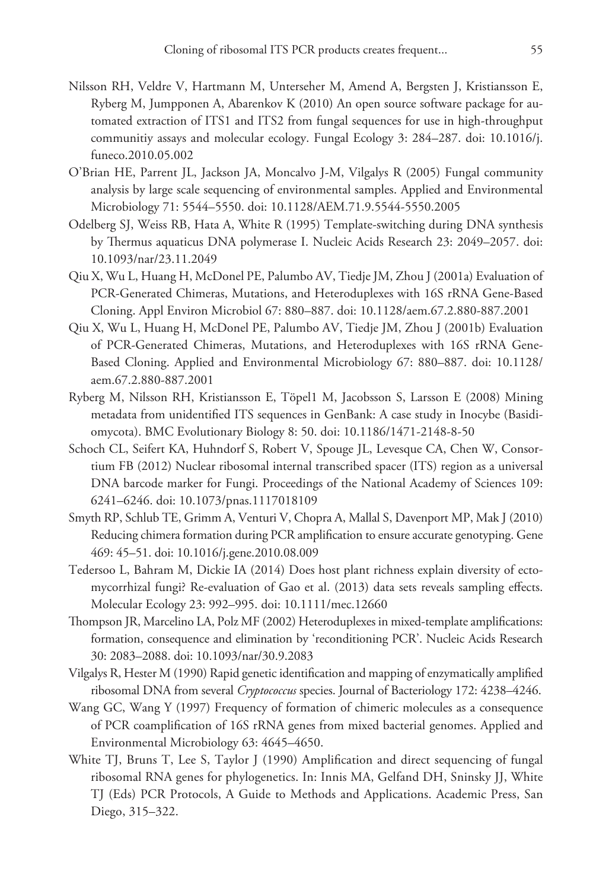Nilsson RH, Veldre V, Hartmann M, Unterseher M, Amend A, Bergsten J, Kristiansson E, Ryberg M, Jumpponen A, Abarenkov K (2010) An open source software package for automated extraction of ITS1 and ITS2 from fungal sequences for use in high-throughput communitiy assays and molecular ecology. Fungal Ecology 3: 284–287. doi: 10.1016/j.funeco.2010.05.002

O'Brian HE, Parrent JL, Jackson JA, Moncalvo J-M, Vilgalys R (2005) Fungal community analysis by large scale sequencing of environmental samples. Applied and Environmental Microbiology 71: 5544–5550. doi: 10.1128/AEM.71.9.5544-5550.2005

Odelberg SJ, Weiss RB, Hata A, White R (1995) Template-switching during DNA synthesis by Thermus aquaticus DNA polymerase I. Nucleic Acids Research 23: 2049–2057. doi: 10.1093/nar/23.11.2049

Qiu X, Wu L, Huang H, McDonel PE, Palumbo AV, Tiedje JM, Zhou J (2001a) Evaluation of PCR-Generated Chimeras, Mutations, and Heteroduplexes with 16S rRNA Gene-Based Cloning. Appl Environ Microbiol 67: 880–887. doi: 10.1128/aem.67.2.880-887.2001

Qiu X, Wu L, Huang H, McDonel PE, Palumbo AV, Tiedje JM, Zhou J (2001b) Evaluation of PCR-Generated Chimeras, Mutations, and Heteroduplexes with 16S rRNA Gene-Based Cloning. Applied and Environmental Microbiology 67: 880–887. doi: 10.1128/aem.67.2.880-887.2001

Ryberg M, Nilsson RH, Kristiansson E, Töpel1 M, Jacobsson S, Larsson E (2008) Mining metadata from unidentified ITS sequences in GenBank: A case study in Inocybe (Basidiomycota). BMC Evolutionary Biology 8: 50. doi: 10.1186/1471-2148-8-50

Schoch CL, Seifert KA, Huhndorf S, Robert V, Spouge JL, Levesque CA, Chen W, Consortium FB (2012) Nuclear ribosomal internal transcribed spacer (ITS) region as a universal DNA barcode marker for Fungi. Proceedings of the National Academy of Sciences 109: 6241–6246. doi: 10.1073/pnas.1117018109

Smyth RP, Schlub TE, Grimm A, Venturi V, Chopra A, Mallal S, Davenport MP, Mak J (2010) Reducing chimera formation during PCR amplification to ensure accurate genotyping. Gene 469: 45–51. doi: 10.1016/j.gene.2010.08.009

Tedersoo L, Bahram M, Dickie IA (2014) Does host plant richness explain diversity of ectomycorrhizal fungi? Re-evaluation of Gao et al. (2013) data sets reveals sampling effects. Molecular Ecology 23: 992–995. doi: 10.1111/mec.12660

Thompson JR, Marcelino LA, Polz MF (2002) Heteroduplexes in mixed-template amplifications: formation, consequence and elimination by 'reconditioning PCR'. Nucleic Acids Research 30: 2083–2088. doi: 10.1093/nar/30.9.2083

Vilgalys R, Hester M (1990) Rapid genetic identification and mapping of enzymatically amplified ribosomal DNA from several *Cryptococcus* species. Journal of Bacteriology 172: 4238–4246.

Wang GC, Wang Y (1997) Frequency of formation of chimeric molecules as a consequence of PCR coamplification of 16S rRNA genes from mixed bacterial genomes. Applied and Environmental Microbiology 63: 4645–4650.

White TJ, Bruns T, Lee S, Taylor J (1990) Amplification and direct sequencing of fungal ribosomal RNA genes for phylogenetics. In: Innis MA, Gelfand DH, Sninsky JJ, White TJ (Eds) PCR Protocols, A Guide to Methods and Applications. Academic Press, San Diego, 315–322.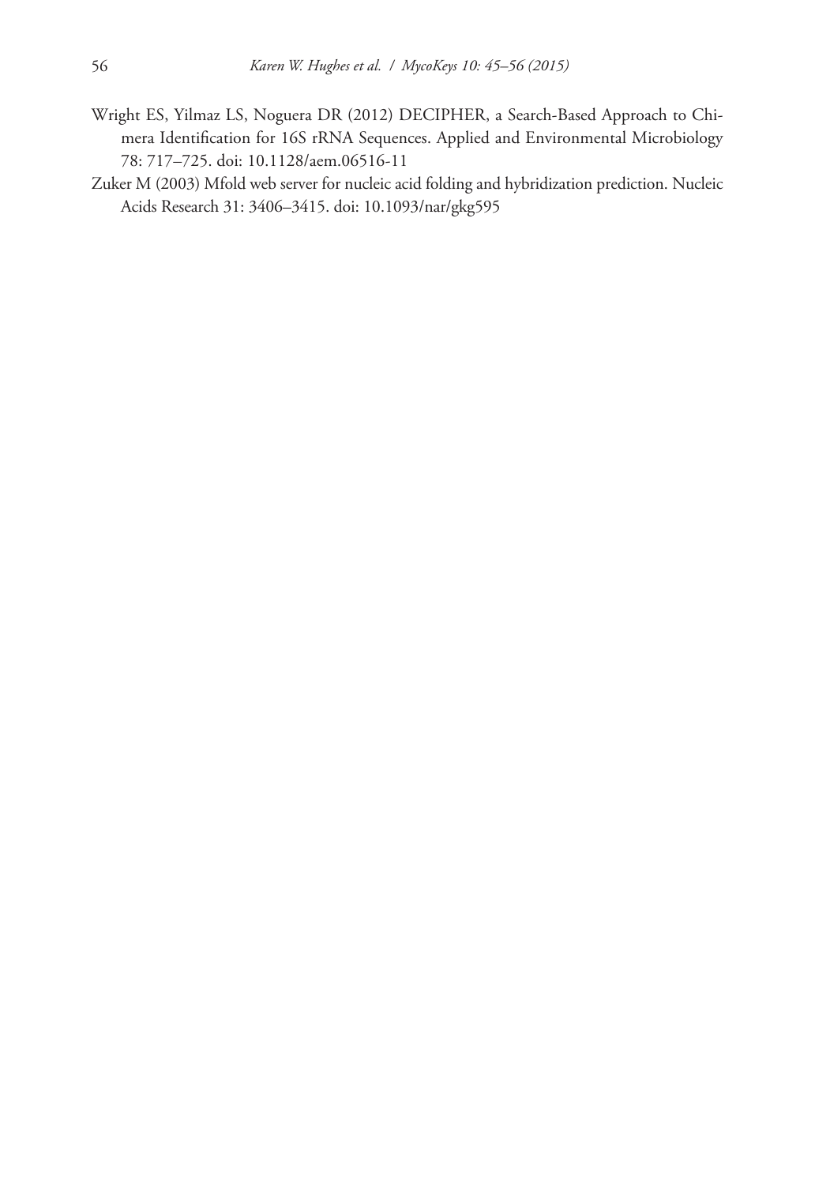Wright ES, Yilmaz LS, Noguera DR (2012) DECIPHER, a Search-Based Approach to Chimera Identification for 16S rRNA Sequences. Applied and Environmental Microbiology 78: 717–725. doi: 10.1128/aem.06516-11

Zuker M (2003) Mfold web server for nucleic acid folding and hybridization prediction. Nucleic Acids Research 31: 3406–3415. doi: 10.1093/nar/gkg595